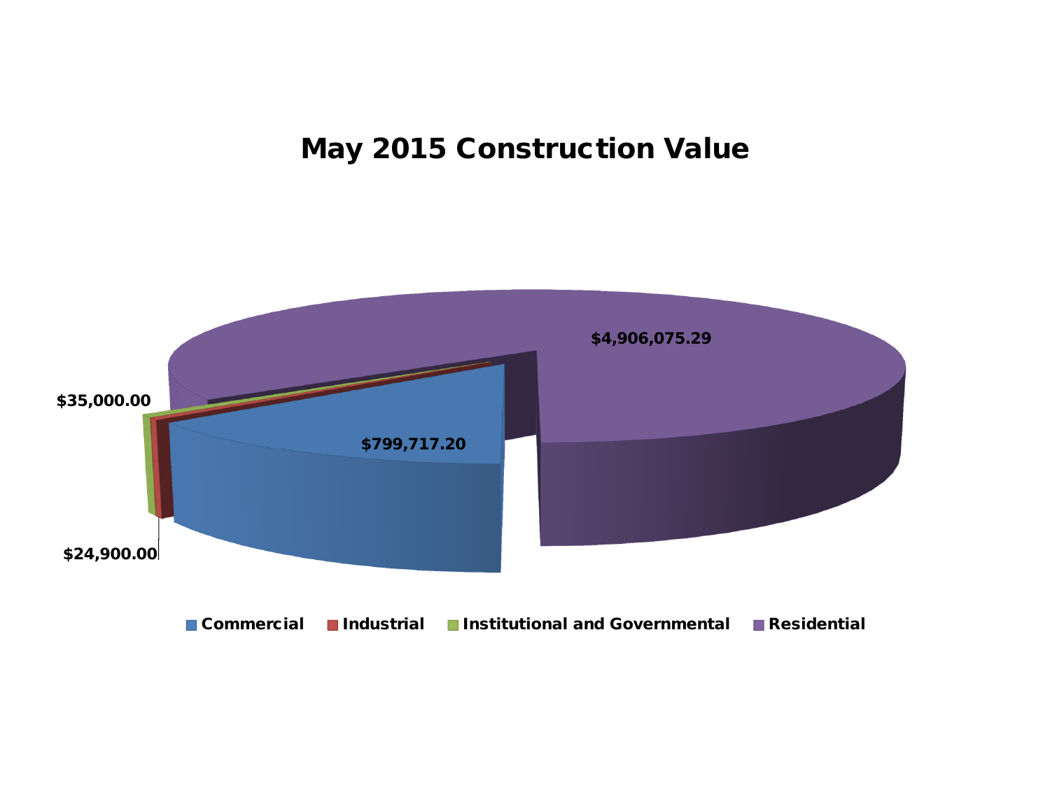# May 2015 Construction Value

$4,906,075.29

$799,717.20

$35,000.00

$24,900.00

Commercial | Industrial | Institutional and Governmental | Residential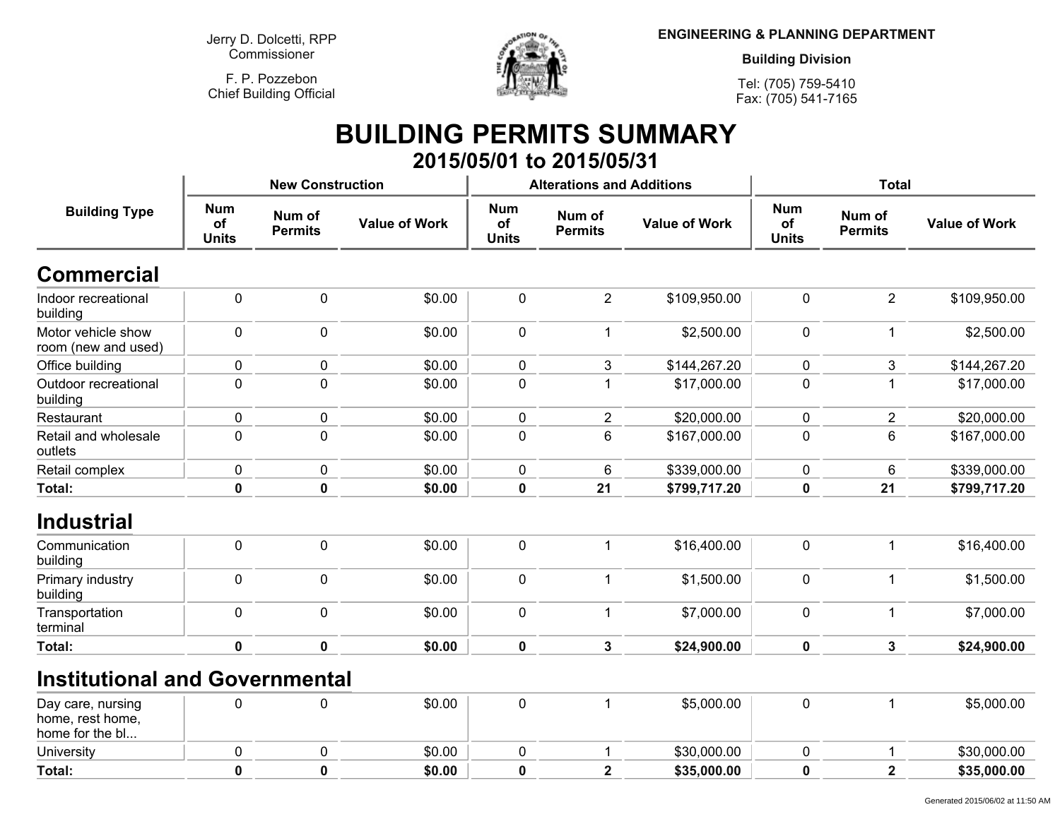Jerry D. Dolcetti, RPP
Commissioner

F. P. Pozzebon
Chief Building Official

**ENGINEERING & PLANNING DEPARTMENT**

**Building Division**

Tel: (705) 759-5410
Fax: (705) 541-7165

# BUILDING PERMITS SUMMARY

## 2015/05/01 to 2015/05/31

| Building Type | New Construction | | | Alterations and Additions | | | Total | | |
|---|---|---|---|---|---|---|---|---|---|
| | Num of Units | Num of Permits | Value of Work | Num of Units | Num of Permits | Value of Work | Num of Units | Num of Permits | Value of Work |
| **Commercial** | | | | | | | | | |
| Indoor recreational building | 0 | 0 | $0.00 | 0 | 2 | $109,950.00 | 0 | 2 | $109,950.00 |
| Motor vehicle show room (new and used) | 0 | 0 | $0.00 | 0 | 1 | $2,500.00 | 0 | 1 | $2,500.00 |
| Office building | 0 | 0 | $0.00 | 0 | 3 | $144,267.20 | 0 | 3 | $144,267.20 |
| Outdoor recreational building | 0 | 0 | $0.00 | 0 | 1 | $17,000.00 | 0 | 1 | $17,000.00 |
| Restaurant | 0 | 0 | $0.00 | 0 | 2 | $20,000.00 | 0 | 2 | $20,000.00 |
| Retail and wholesale outlets | 0 | 0 | $0.00 | 0 | 6 | $167,000.00 | 0 | 6 | $167,000.00 |
| Retail complex | 0 | 0 | $0.00 | 0 | 6 | $339,000.00 | 0 | 6 | $339,000.00 |
| **Total:** | **0** | **0** | **$0.00** | **0** | **21** | **$799,717.20** | **0** | **21** | **$799,717.20** |
| **Industrial** | | | | | | | | | |
| Communication building | 0 | 0 | $0.00 | 0 | 1 | $16,400.00 | 0 | 1 | $16,400.00 |
| Primary industry building | 0 | 0 | $0.00 | 0 | 1 | $1,500.00 | 0 | 1 | $1,500.00 |
| Transportation terminal | 0 | 0 | $0.00 | 0 | 1 | $7,000.00 | 0 | 1 | $7,000.00 |
| **Total:** | **0** | **0** | **$0.00** | **0** | **3** | **$24,900.00** | **0** | **3** | **$24,900.00** |
| **Institutional and Governmental** | | | | | | | | | |
| Day care, nursing home, rest home, home for the bl... | 0 | 0 | $0.00 | 0 | 1 | $5,000.00 | 0 | 1 | $5,000.00 |
| University | 0 | 0 | $0.00 | 0 | 1 | $30,000.00 | 0 | 1 | $30,000.00 |
| **Total:** | **0** | **0** | **$0.00** | **0** | **2** | **$35,000.00** | **0** | **2** | **$35,000.00** |

Generated 2015/06/02 at 11:50 AM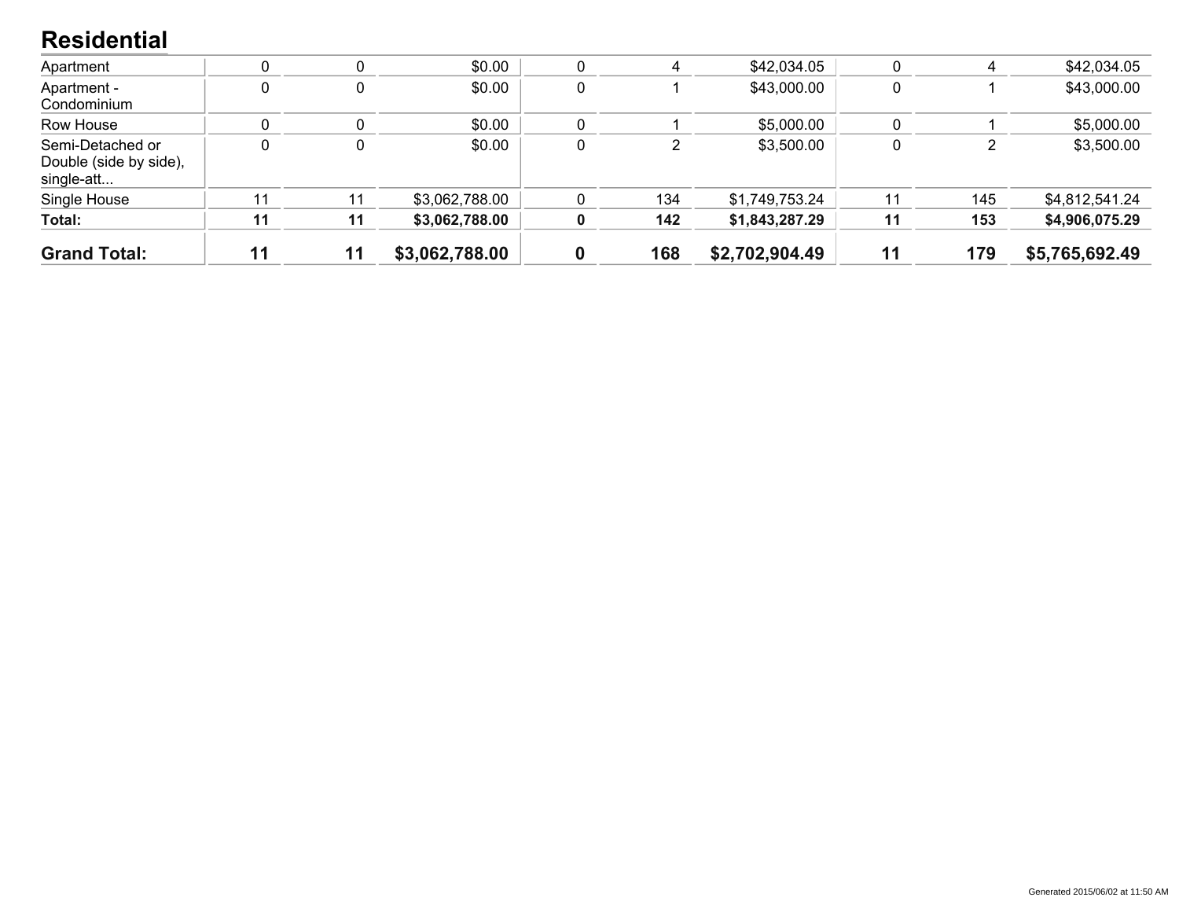## Residential

| | | | | | | | | | |
|---|---|---|---|---|---|---|---|---|---|
| Apartment | 0 | 0 | $0.00 | 0 | 4 | $42,034.05 | 0 | 4 | $42,034.05 |
| Apartment - Condominium | 0 | 0 | $0.00 | 0 | 1 | $43,000.00 | 0 | 1 | $43,000.00 |
| Row House | 0 | 0 | $0.00 | 0 | 1 | $5,000.00 | 0 | 1 | $5,000.00 |
| Semi-Detached or Double (side by side), single-att... | 0 | 0 | $0.00 | 0 | 2 | $3,500.00 | 0 | 2 | $3,500.00 |
| Single House | 11 | 11 | $3,062,788.00 | 0 | 134 | $1,749,753.24 | 11 | 145 | $4,812,541.24 |
| **Total:** | **11** | **11** | **$3,062,788.00** | **0** | **142** | **$1,843,287.29** | **11** | **153** | **$4,906,075.29** |
| **Grand Total:** | **11** | **11** | **$3,062,788.00** | **0** | **168** | **$2,702,904.49** | **11** | **179** | **$5,765,692.49** |

Generated 2015/06/02 at 11:50 AM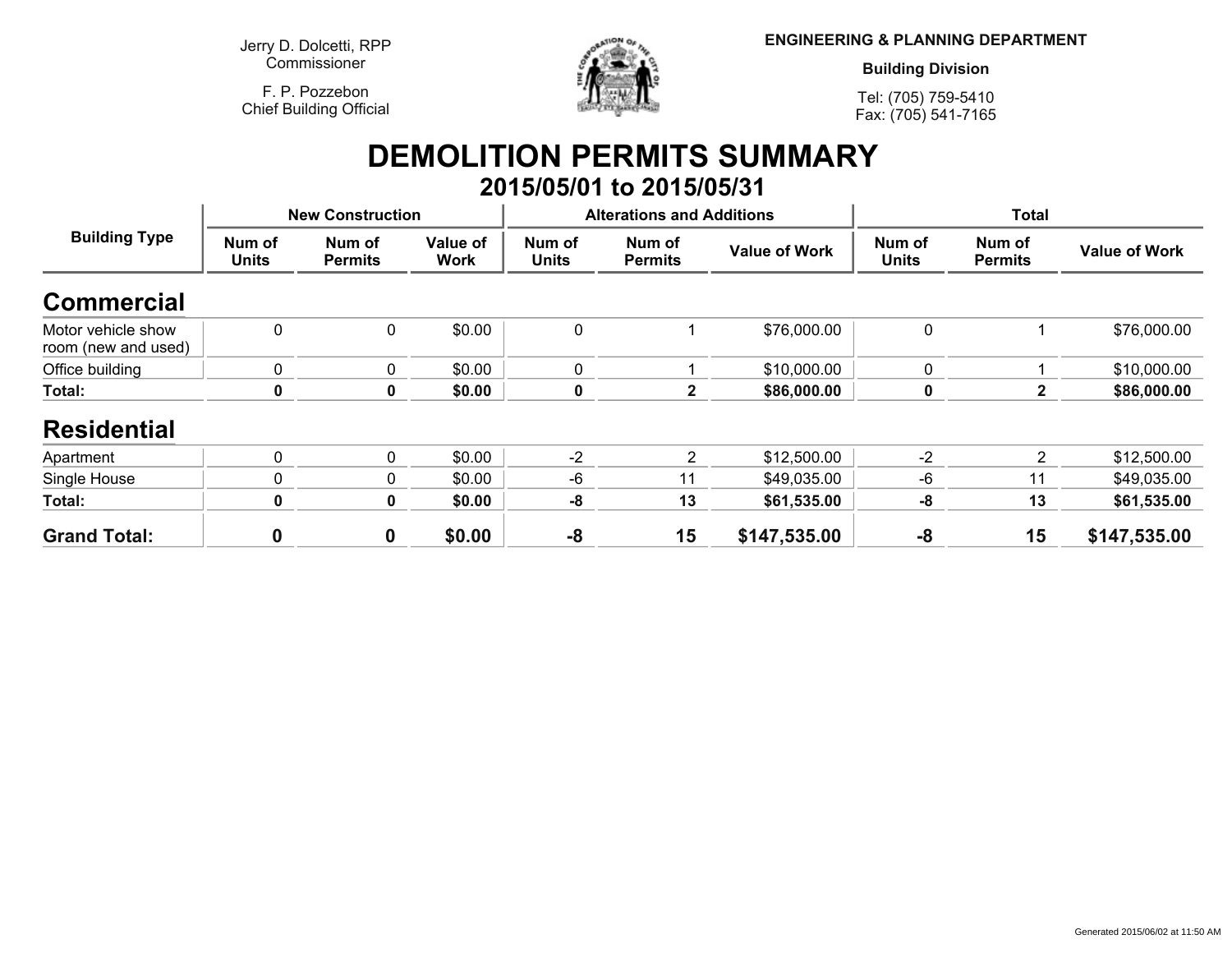Jerry D. Dolcetti, RPP
Commissioner

F. P. Pozzebon
Chief Building Official

**ENGINEERING & PLANNING DEPARTMENT**

**Building Division**

Tel: (705) 759-5410
Fax: (705) 541-7165

# DEMOLITION PERMITS SUMMARY

## 2015/05/01 to 2015/05/31

| Building Type | New Construction | | | Alterations and Additions | | | Total | | |
|---|---|---|---|---|---|---|---|---|---|
| | Num of Units | Num of Permits | Value of Work | Num of Units | Num of Permits | Value of Work | Num of Units | Num of Permits | Value of Work |
| **Commercial** | | | | | | | | | |
| Motor vehicle show room (new and used) | 0 | 0 | $0.00 | 0 | 1 | $76,000.00 | 0 | 1 | $76,000.00 |
| Office building | 0 | 0 | $0.00 | 0 | 1 | $10,000.00 | 0 | 1 | $10,000.00 |
| **Total:** | **0** | **0** | **$0.00** | **0** | **2** | **$86,000.00** | **0** | **2** | **$86,000.00** |
| **Residential** | | | | | | | | | |
| Apartment | 0 | 0 | $0.00 | -2 | 2 | $12,500.00 | -2 | 2 | $12,500.00 |
| Single House | 0 | 0 | $0.00 | -6 | 11 | $49,035.00 | -6 | 11 | $49,035.00 |
| **Total:** | **0** | **0** | **$0.00** | **-8** | **13** | **$61,535.00** | **-8** | **13** | **$61,535.00** |
| **Grand Total:** | **0** | **0** | **$0.00** | **-8** | **15** | **$147,535.00** | **-8** | **15** | **$147,535.00** |

Generated 2015/06/02 at 11:50 AM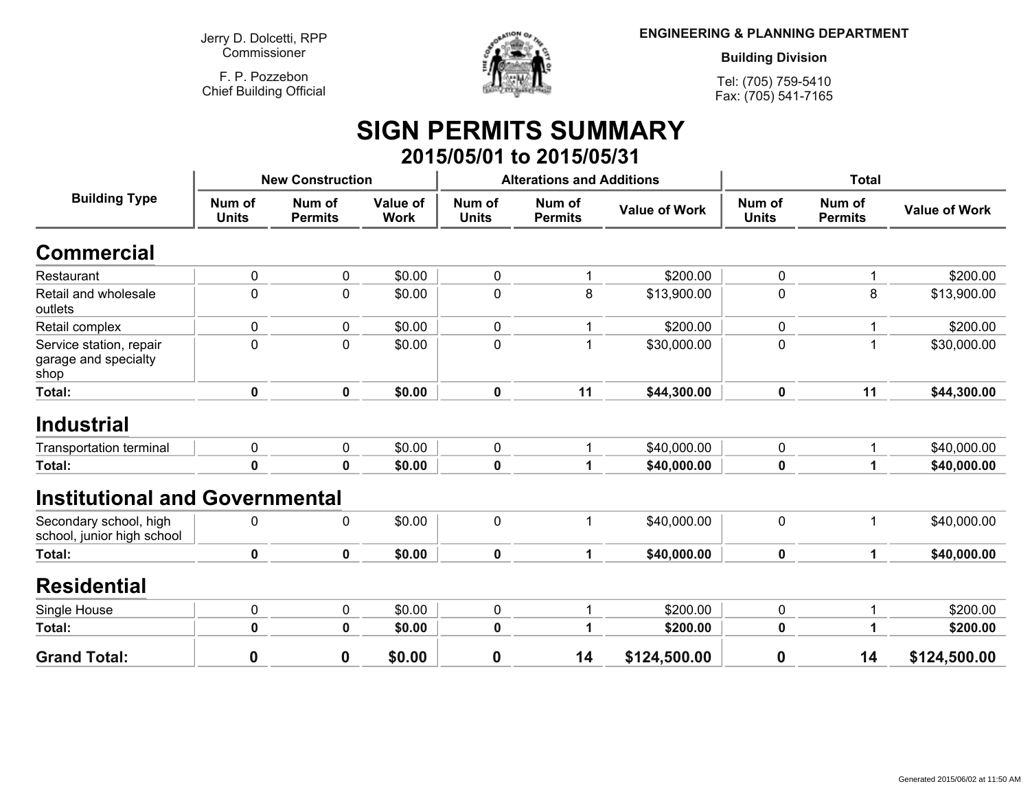Jerry D. Dolcetti, RPP
Commissioner

F. P. Pozzebon
Chief Building Official

**ENGINEERING & PLANNING DEPARTMENT**

**Building Division**

Tel: (705) 759-5410
Fax: (705) 541-7165

# SIGN PERMITS SUMMARY

## 2015/05/01 to 2015/05/31

| Building Type | New Construction | | | Alterations and Additions | | | Total | | |
|---|---|---|---|---|---|---|---|---|---|
| | Num of Units | Num of Permits | Value of Work | Num of Units | Num of Permits | Value of Work | Num of Units | Num of Permits | Value of Work |
| **Commercial** | | | | | | | | | |
| Restaurant | 0 | 0 | $0.00 | 0 | 1 | $200.00 | 0 | 1 | $200.00 |
| Retail and wholesale outlets | 0 | 0 | $0.00 | 0 | 8 | $13,900.00 | 0 | 8 | $13,900.00 |
| Retail complex | 0 | 0 | $0.00 | 0 | 1 | $200.00 | 0 | 1 | $200.00 |
| Service station, repair garage and specialty shop | 0 | 0 | $0.00 | 0 | 1 | $30,000.00 | 0 | 1 | $30,000.00 |
| **Total:** | **0** | **0** | **$0.00** | **0** | **11** | **$44,300.00** | **0** | **11** | **$44,300.00** |
| **Industrial** | | | | | | | | | |
| Transportation terminal | 0 | 0 | $0.00 | 0 | 1 | $40,000.00 | 0 | 1 | $40,000.00 |
| **Total:** | **0** | **0** | **$0.00** | **0** | **1** | **$40,000.00** | **0** | **1** | **$40,000.00** |
| **Institutional and Governmental** | | | | | | | | | |
| Secondary school, high school, junior high school | 0 | 0 | $0.00 | 0 | 1 | $40,000.00 | 0 | 1 | $40,000.00 |
| **Total:** | **0** | **0** | **$0.00** | **0** | **1** | **$40,000.00** | **0** | **1** | **$40,000.00** |
| **Residential** | | | | | | | | | |
| Single House | 0 | 0 | $0.00 | 0 | 1 | $200.00 | 0 | 1 | $200.00 |
| **Total:** | **0** | **0** | **$0.00** | **0** | **1** | **$200.00** | **0** | **1** | **$200.00** |
| **Grand Total:** | **0** | **0** | **$0.00** | **0** | **14** | **$124,500.00** | **0** | **14** | **$124,500.00** |

Generated 2015/06/02 at 11:50 AM